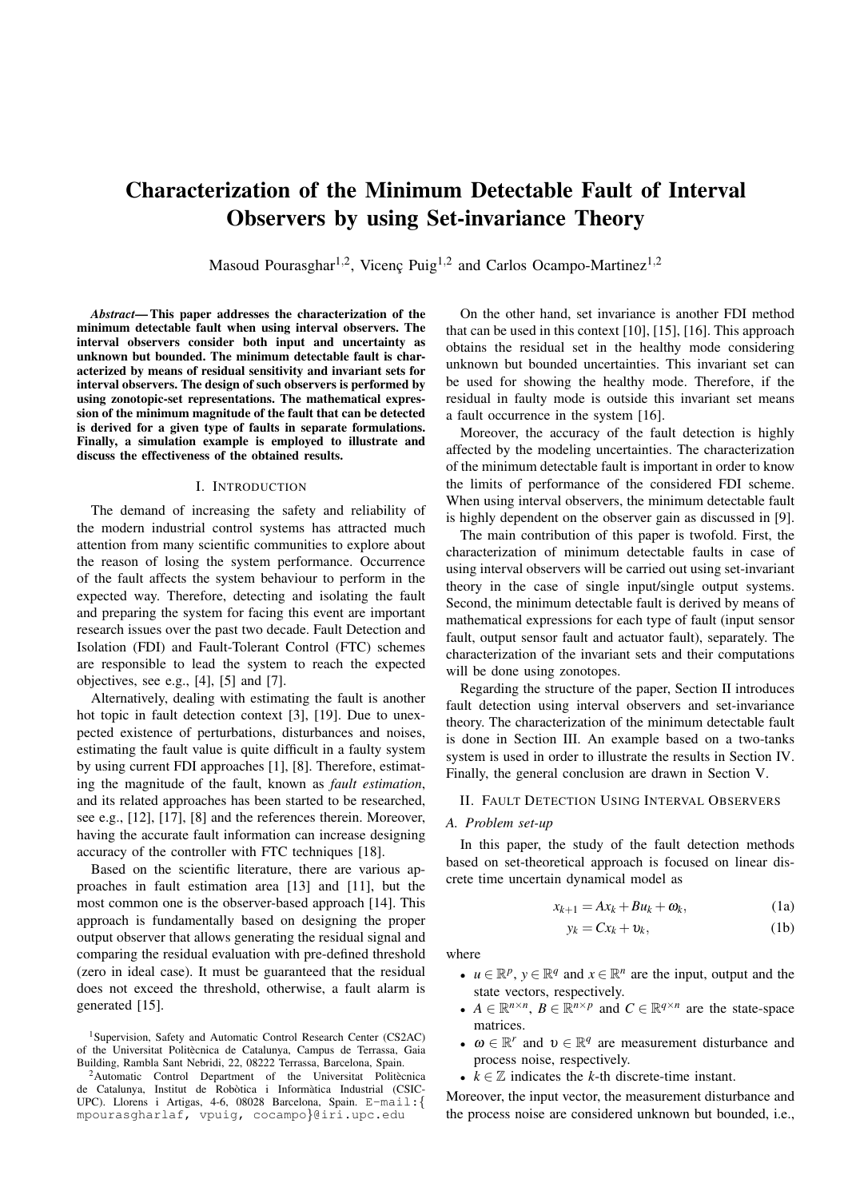# Characterization of the Minimum Detectable Fault of Interval Observers by using Set-invariance Theory

Masoud Pourasghar[1,2], Vicenç Puig[1,2] and Carlos Ocampo-Martinez[1,2]

***Abstract*— This paper addresses the characterization of the minimum detectable fault when using interval observers. The interval observers consider both input and uncertainty as unknown but bounded. The minimum detectable fault is characterized by means of residual sensitivity and invariant sets for interval observers. The design of such observers is performed by using zonotopic-set representations. The mathematical expression of the minimum magnitude of the fault that can be detected is derived for a given type of faults in separate formulations. Finally, a simulation example is employed to illustrate and discuss the effectiveness of the obtained results.**

## I. Introduction

The demand of increasing the safety and reliability of the modern industrial control systems has attracted much attention from many scientific communities to explore about the reason of losing the system performance. Occurrence of the fault affects the system behaviour to perform in the expected way. Therefore, detecting and isolating the fault and preparing the system for facing this event are important research issues over the past two decade. Fault Detection and Isolation (FDI) and Fault-Tolerant Control (FTC) schemes are responsible to lead the system to reach the expected objectives, see e.g., [4], [5] and [7].

Alternatively, dealing with estimating the fault is another hot topic in fault detection context [3], [19]. Due to unexpected existence of perturbations, disturbances and noises, estimating the fault value is quite difficult in a faulty system by using current FDI approaches [1], [8]. Therefore, estimating the magnitude of the fault, known as *fault estimation*, and its related approaches has been started to be researched, see e.g., [12], [17], [8] and the references therein. Moreover, having the accurate fault information can increase designing accuracy of the controller with FTC techniques [18].

Based on the scientific literature, there are various approaches in fault estimation area [13] and [11], but the most common one is the observer-based approach [14]. This approach is fundamentally based on designing the proper output observer that allows generating the residual signal and comparing the residual evaluation with pre-defined threshold (zero in ideal case). It must be guaranteed that the residual does not exceed the threshold, otherwise, a fault alarm is generated [15].

On the other hand, set invariance is another FDI method that can be used in this context [10], [15], [16]. This approach obtains the residual set in the healthy mode considering unknown but bounded uncertainties. This invariant set can be used for showing the healthy mode. Therefore, if the residual in faulty mode is outside this invariant set means a fault occurrence in the system [16].

Moreover, the accuracy of the fault detection is highly affected by the modeling uncertainties. The characterization of the minimum detectable fault is important in order to know the limits of performance of the considered FDI scheme. When using interval observers, the minimum detectable fault is highly dependent on the observer gain as discussed in [9].

The main contribution of this paper is twofold. First, the characterization of minimum detectable faults in case of using interval observers will be carried out using set-invariant theory in the case of single input/single output systems. Second, the minimum detectable fault is derived by means of mathematical expressions for each type of fault (input sensor fault, output sensor fault and actuator fault), separately. The characterization of the invariant sets and their computations will be done using zonotopes.

Regarding the structure of the paper, Section II introduces fault detection using interval observers and set-invariance theory. The characterization of the minimum detectable fault is done in Section III. An example based on a two-tanks system is used in order to illustrate the results in Section IV. Finally, the general conclusion are drawn in Section V.

## II. Fault Detection Using Interval Observers

### A. Problem set-up

In this paper, the study of the fault detection methods based on set-theoretical approach is focused on linear discrete time uncertain dynamical model as

$$x_{k+1} = Ax_k + Bu_k + \omega_k, \tag{1a}$$

$$y_k = Cx_k + \upsilon_k, \tag{1b}$$

where

- $u \in \mathbb{R}^p$, $y \in \mathbb{R}^q$ and $x \in \mathbb{R}^n$ are the input, output and the state vectors, respectively.
- $A \in \mathbb{R}^{n \times n}$, $B \in \mathbb{R}^{n \times p}$ and $C \in \mathbb{R}^{q \times n}$ are the state-space matrices.
- $\omega \in \mathbb{R}^r$ and $\upsilon \in \mathbb{R}^q$ are measurement disturbance and process noise, respectively.
- $k \in \mathbb{Z}$ indicates the $k$-th discrete-time instant.

Moreover, the input vector, the measurement disturbance and the process noise are considered unknown but bounded, i.e.,

[1]Supervision, Safety and Automatic Control Research Center (CS2AC) of the Universitat Politècnica de Catalunya, Campus de Terrassa, Gaia Building, Rambla Sant Nebridi, 22, 08222 Terrassa, Barcelona, Spain.

[2]Automatic Control Department of the Universitat Politècnica de Catalunya, Institut de Robòtica i Informàtica Industrial (CSIC-UPC). Llorens i Artigas, 4-6, 08028 Barcelona, Spain. E-mail:{mpourasgharlaf, vpuig, cocampo}@iri.upc.edu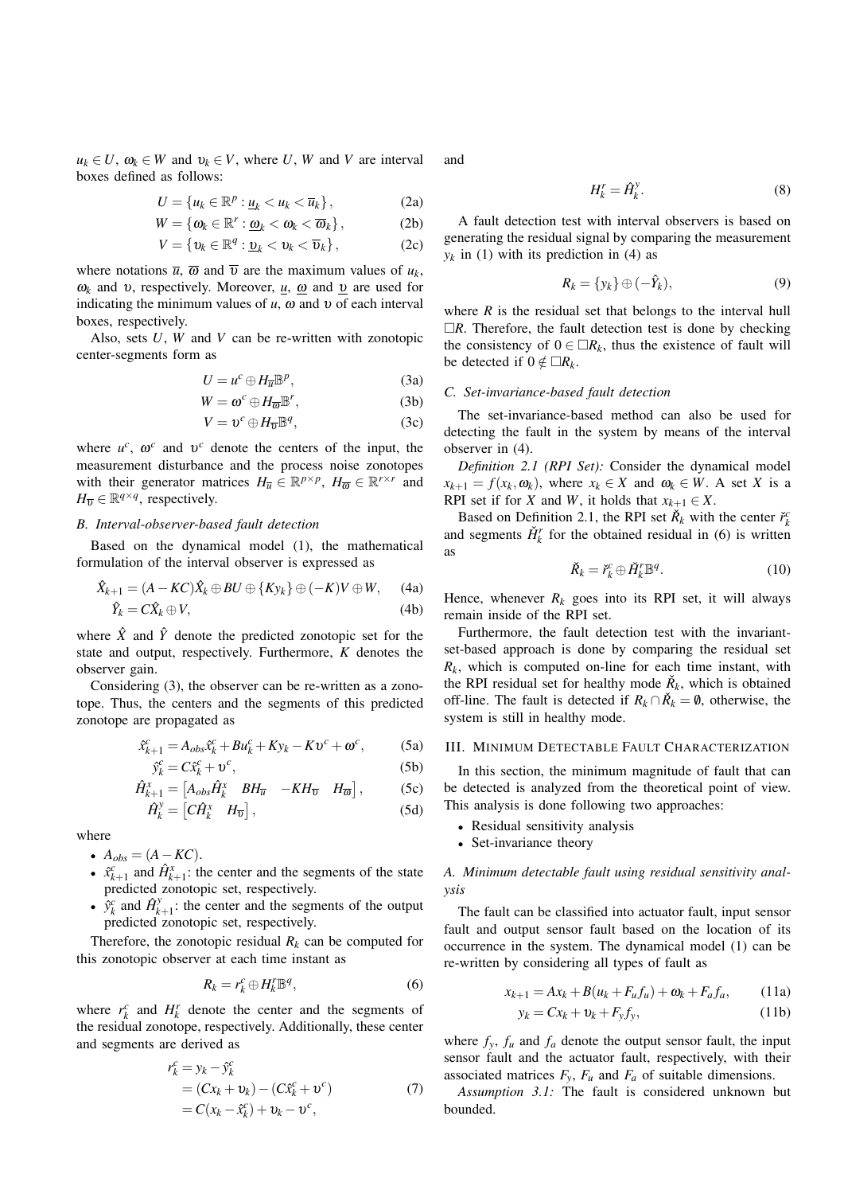$u_k \in U$, $\omega_k \in W$ and $\upsilon_k \in V$, where $U$, $W$ and $V$ are interval boxes defined as follows:

$$U = \{u_k \in \mathbb{R}^p : \underline{u}_k < u_k < \overline{u}_k\}, \tag{2a}$$

$$W = \{\omega_k \in \mathbb{R}^r : \underline{\omega}_k < \omega_k < \overline{\omega}_k\}, \tag{2b}$$

$$V = \{\upsilon_k \in \mathbb{R}^q : \underline{\upsilon}_k < \upsilon_k < \overline{\upsilon}_k\}, \tag{2c}$$

where notations $\overline{u}$, $\overline{\omega}$ and $\overline{\upsilon}$ are the maximum values of $u_k$, $\omega_k$ and $\upsilon$, respectively. Moreover, $\underline{u}$, $\underline{\omega}$ and $\underline{\upsilon}$ are used for indicating the minimum values of $u$, $\omega$ and $\upsilon$ of each interval boxes, respectively.

Also, sets $U$, $W$ and $V$ can be re-written with zonotopic center-segments form as

$$U = u^c \oplus H_{\overline{u}}\mathbb{B}^p, \tag{3a}$$

$$W = \omega^c \oplus H_{\overline{\omega}}\mathbb{B}^r, \tag{3b}$$

$$V = \upsilon^c \oplus H_{\overline{\upsilon}}\mathbb{B}^q, \tag{3c}$$

where $u^c$, $\omega^c$ and $\upsilon^c$ denote the centers of the input, the measurement disturbance and the process noise zonotopes with their generator matrices $H_{\overline{u}} \in \mathbb{R}^{p\times p}$, $H_{\overline{\omega}} \in \mathbb{R}^{r\times r}$ and $H_{\overline{\upsilon}} \in \mathbb{R}^{q\times q}$, respectively.

### B. Interval-observer-based fault detection

Based on the dynamical model (1), the mathematical formulation of the interval observer is expressed as

$$\hat{X}_{k+1} = (A - KC)\hat{X}_k \oplus BU \oplus \{Ky_k\} \oplus (-K)V \oplus W, \tag{4a}$$

$$\hat{Y}_k = C\hat{X}_k \oplus V, \tag{4b}$$

where $\hat{X}$ and $\hat{Y}$ denote the predicted zonotopic set for the state and output, respectively. Furthermore, $K$ denotes the observer gain.

Considering (3), the observer can be re-written as a zonotope. Thus, the centers and the segments of this predicted zonotope are propagated as

$$\hat{x}^c_{k+1} = A_{obs}\hat{x}^c_k + Bu^c_k + Ky_k - K\upsilon^c + \omega^c, \tag{5a}$$

$$\hat{y}^c_k = C\hat{x}^c_k + \upsilon^c, \tag{5b}$$

$$\hat{H}^x_{k+1} = \begin{bmatrix} A_{obs}\hat{H}^x_k & BH_{\overline{u}} & -KH_{\overline{\upsilon}} & H_{\overline{\omega}} \end{bmatrix}, \tag{5c}$$

$$\hat{H}^y_k = \begin{bmatrix} C\hat{H}^x_k & H_{\overline{\upsilon}} \end{bmatrix}, \tag{5d}$$

where

- $A_{obs} = (A - KC)$.
- $\hat{x}^c_{k+1}$ and $\hat{H}^x_{k+1}$: the center and the segments of the state predicted zonotopic set, respectively.
- $\hat{y}^c_k$ and $\hat{H}^y_{k+1}$: the center and the segments of the output predicted zonotopic set, respectively.

Therefore, the zonotopic residual $R_k$ can be computed for this zonotopic observer at each time instant as

$$R_k = r^c_k \oplus H^r_k\mathbb{B}^q, \tag{6}$$

where $r^c_k$ and $H^r_k$ denote the center and the segments of the residual zonotope, respectively. Additionally, these center and segments are derived as

$$\begin{aligned} r^c_k &= y_k - \hat{y}^c_k \\ &= (Cx_k + \upsilon_k) - (C\hat{x}^c_k + \upsilon^c) \\ &= C(x_k - \hat{x}^c_k) + \upsilon_k - \upsilon^c, \end{aligned} \tag{7}$$

and

$$H^r_k = \hat{H}^y_k. \tag{8}$$

A fault detection test with interval observers is based on generating the residual signal by comparing the measurement $y_k$ in (1) with its prediction in (4) as

$$R_k = \{y_k\} \oplus (-\hat{Y}_k), \tag{9}$$

where $R$ is the residual set that belongs to the interval hull $\square R$. Therefore, the fault detection test is done by checking the consistency of $0 \in \square R_k$, thus the existence of fault will be detected if $0 \notin \square R_k$.

### C. Set-invariance-based fault detection

The set-invariance-based method can also be used for detecting the fault in the system by means of the interval observer in (4).

*Definition 2.1 (RPI Set):* Consider the dynamical model $x_{k+1} = f(x_k, \omega_k)$, where $x_k \in X$ and $\omega_k \in W$. A set $X$ is a RPI set if for $X$ and $W$, it holds that $x_{k+1} \in X$.

Based on Definition 2.1, the RPI set $\check{R}_k$ with the center $\check{r}^c_k$ and segments $\check{H}^r_k$ for the obtained residual in (6) is written as

$$\check{R}_k = \check{r}^c_k \oplus \check{H}^r_k\mathbb{B}^q. \tag{10}$$

Hence, whenever $R_k$ goes into its RPI set, it will always remain inside of the RPI set.

Furthermore, the fault detection test with the invariant-set-based approach is done by comparing the residual set $R_k$, which is computed on-line for each time instant, with the RPI residual set for healthy mode $\check{R}_k$, which is obtained off-line. The fault is detected if $R_k \cap \check{R}_k = \emptyset$, otherwise, the system is still in healthy mode.

## III. Minimum Detectable Fault Characterization

In this section, the minimum magnitude of fault that can be detected is analyzed from the theoretical point of view. This analysis is done following two approaches:

- Residual sensitivity analysis
- Set-invariance theory

### A. Minimum detectable fault using residual sensitivity analysis

The fault can be classified into actuator fault, input sensor fault and output sensor fault based on the location of its occurrence in the system. The dynamical model (1) can be re-written by considering all types of fault as

$$x_{k+1} = Ax_k + B(u_k + F_u f_u) + \omega_k + F_a f_a, \tag{11a}$$

$$y_k = Cx_k + \upsilon_k + F_y f_y, \tag{11b}$$

where $f_y$, $f_u$ and $f_a$ denote the output sensor fault, the input sensor fault and the actuator fault, respectively, with their associated matrices $F_y$, $F_u$ and $F_a$ of suitable dimensions.

*Assumption 3.1:* The fault is considered unknown but bounded.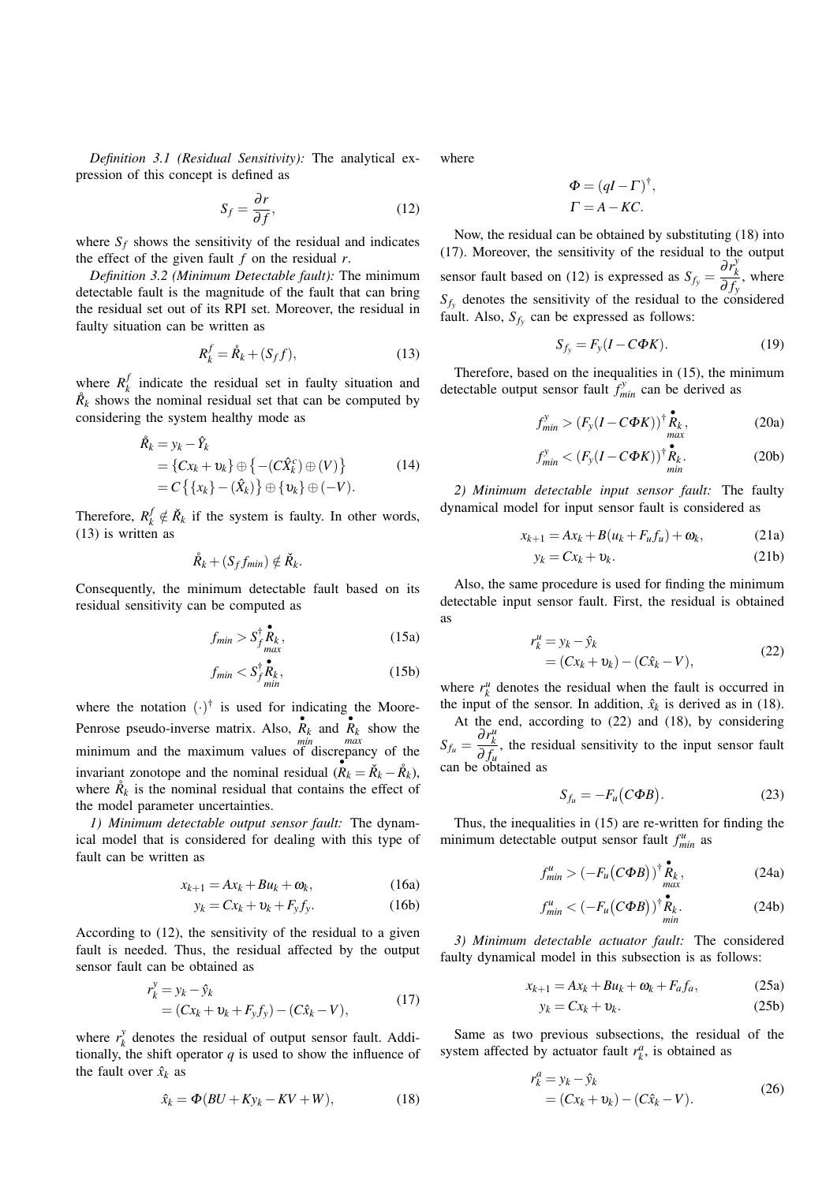*Definition 3.1 (Residual Sensitivity):* The analytical expression of this concept is defined as

$$S_f = \frac{\partial r}{\partial f}, \tag{12}$$

where $S_f$ shows the sensitivity of the residual and indicates the effect of the given fault $f$ on the residual $r$.

*Definition 3.2 (Minimum Detectable fault):* The minimum detectable fault is the magnitude of the fault that can bring the residual set out of its RPI set. Moreover, the residual in faulty situation can be written as

$$R_k^f = \mathring{R}_k + (S_f f), \tag{13}$$

where $R_k^f$ indicate the residual set in faulty situation and $\mathring{R}_k$ shows the nominal residual set that can be computed by considering the system healthy mode as

$$\begin{aligned}\mathring{R}_k &= y_k - \hat{Y}_k \\ &= \{Cx_k + \upsilon_k\} \oplus \{-(C\hat{X}_k^c) \oplus (V)\} \\ &= C\{\{x_k\} - (\hat{X}_k)\} \oplus \{\upsilon_k\} \oplus (-V).\end{aligned} \tag{14}$$

Therefore, $R_k^f \notin \check{R}_k$ if the system is faulty. In other words, (13) is written as

$$\mathring{R}_k + (S_f f_{min}) \notin \check{R}_k.$$

Consequently, the minimum detectable fault based on its residual sensitivity can be computed as

$$f_{min} > S_f^{\dagger} \underset{max}{\overset{\bullet}{R}_k}, \tag{15a}$$

$$f_{min} < S_f^{\dagger} \underset{min}{\overset{\bullet}{R}_k}, \tag{15b}$$

where the notation $(\cdot)^{\dagger}$ is used for indicating the Moore-Penrose pseudo-inverse matrix. Also, $\underset{min}{\overset{\bullet}{R}_k}$ and $\underset{max}{\overset{\bullet}{R}_k}$ show the minimum and the maximum values of discrepancy of the invariant zonotope and the nominal residual ($\overset{\bullet}{R}_k = \check{R}_k - \mathring{R}_k$), where $\mathring{R}_k$ is the nominal residual that contains the effect of the model parameter uncertainties.

*1) Minimum detectable output sensor fault:* The dynamical model that is considered for dealing with this type of fault can be written as

$$x_{k+1} = Ax_k + Bu_k + \omega_k, \tag{16a}$$

$$y_k = Cx_k + \upsilon_k + F_y f_y. \tag{16b}$$

According to (12), the sensitivity of the residual to a given fault is needed. Thus, the residual affected by the output sensor fault can be obtained as

$$\begin{aligned}r_k^y &= y_k - \hat{y}_k \\ &= (Cx_k + \upsilon_k + F_y f_y) - (C\hat{x}_k - V),\end{aligned} \tag{17}$$

where $r_k^y$ denotes the residual of output sensor fault. Additionally, the shift operator $q$ is used to show the influence of the fault over $\hat{x}_k$ as

$$\hat{x}_k = \Phi(BU + Ky_k - KV + W), \tag{18}$$

where

$$\Phi = (qI - \Gamma)^{\dagger},$$
$$\Gamma = A - KC.$$

Now, the residual can be obtained by substituting (18) into (17). Moreover, the sensitivity of the residual to the output sensor fault based on (12) is expressed as $S_{f_y} = \frac{\partial r_k^y}{\partial f_y}$, where $S_{f_y}$ denotes the sensitivity of the residual to the considered fault. Also, $S_{f_y}$ can be expressed as follows:

$$S_{f_y} = F_y(I - C\Phi K). \tag{19}$$

Therefore, based on the inequalities in (15), the minimum detectable output sensor fault $f_{min}^y$ can be derived as

$$f_{min}^y > (F_y(I - C\Phi K))^{\dagger} \underset{max}{\overset{\bullet}{R}_k}, \tag{20a}$$

$$f_{min}^y < (F_y(I - C\Phi K))^{\dagger} \underset{min}{\overset{\bullet}{R}_k}. \tag{20b}$$

*2) Minimum detectable input sensor fault:* The faulty dynamical model for input sensor fault is considered as

$$x_{k+1} = Ax_k + B(u_k + F_u f_u) + \omega_k, \tag{21a}$$

$$y_k = Cx_k + \upsilon_k. \tag{21b}$$

Also, the same procedure is used for finding the minimum detectable input sensor fault. First, the residual is obtained as

$$\begin{aligned}r_k^u &= y_k - \hat{y}_k \\ &= (Cx_k + \upsilon_k) - (C\hat{x}_k - V),\end{aligned} \tag{22}$$

where $r_k^u$ denotes the residual when the fault is occurred in the input of the sensor. In addition, $\hat{x}_k$ is derived as in (18).

At the end, according to (22) and (18), by considering $S_{f_u} = \frac{\partial r_k^u}{\partial f_u}$, the residual sensitivity to the input sensor fault can be obtained as

$$S_{f_u} = -F_u\big(C\Phi B\big). \tag{23}$$

Thus, the inequalities in (15) are re-written for finding the minimum detectable output sensor fault $f_{min}^u$ as

$$f_{min}^u > (-F_u\big(C\Phi B\big))^{\dagger} \underset{max}{\overset{\bullet}{R}_k}, \tag{24a}$$

$$f_{min}^u < (-F_u\big(C\Phi B\big))^{\dagger} \underset{min}{\overset{\bullet}{R}_k}. \tag{24b}$$

*3) Minimum detectable actuator fault:* The considered faulty dynamical model in this subsection is as follows:

$$x_{k+1} = Ax_k + Bu_k + \omega_k + F_a f_a, \tag{25a}$$

$$y_k = Cx_k + \upsilon_k. \tag{25b}$$

Same as two previous subsections, the residual of the system affected by actuator fault $r_k^a$, is obtained as

$$\begin{aligned}r_k^a &= y_k - \hat{y}_k \\ &= (Cx_k + \upsilon_k) - (C\hat{x}_k - V).\end{aligned} \tag{26}$$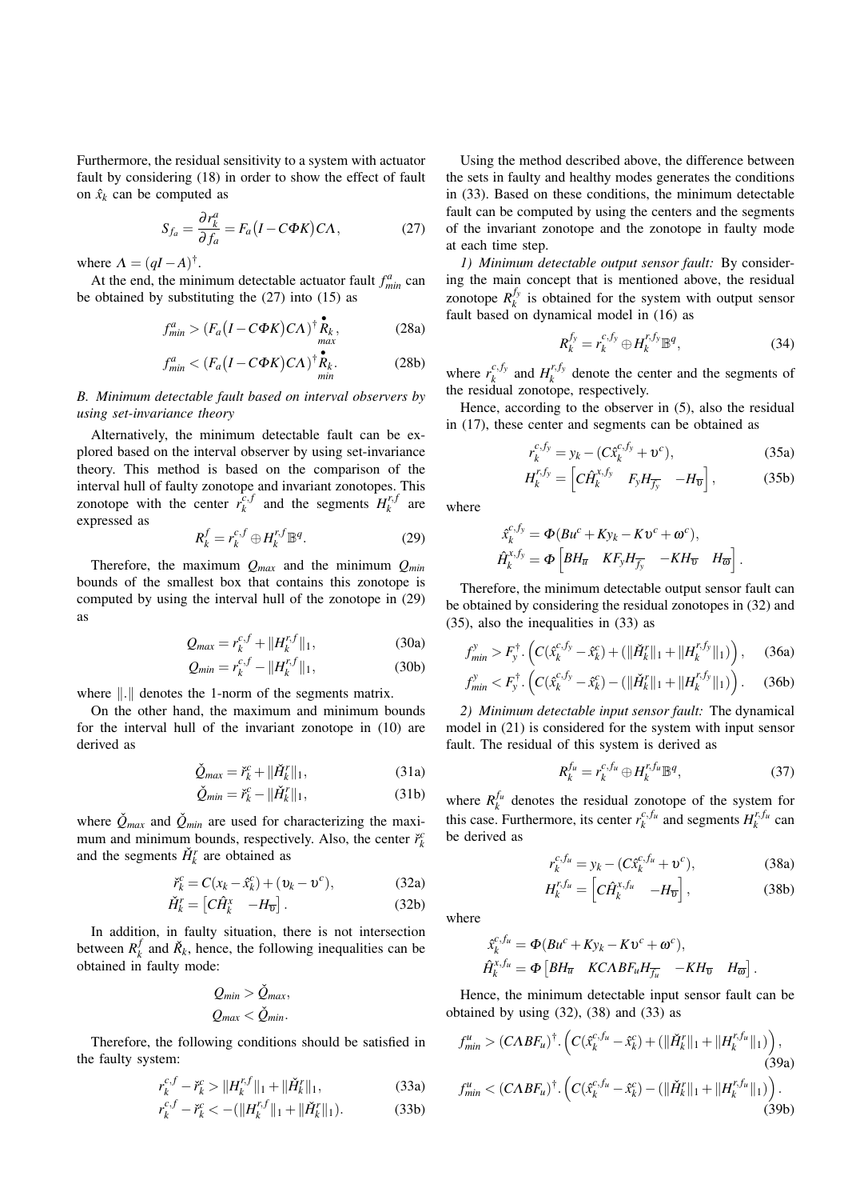Furthermore, the residual sensitivity to a system with actuator fault by considering (18) in order to show the effect of fault on $\hat{x}_k$ can be computed as

$$S_{f_a} = \frac{\partial r_k^a}{\partial f_a} = F_a\big(I - C\Phi K\big)C\Lambda, \tag{27}$$

where $\Lambda = (qI - A)^{\dagger}$.

At the end, the minimum detectable actuator fault $f_{min}^a$ can be obtained by substituting the (27) into (15) as

$$f_{min}^a > (F_a\big(I - C\Phi K\big)C\Lambda)^{\dagger}\overset{\bullet}{R}_{\underset{max}{k}}, \tag{28a}$$

$$f_{min}^a < (F_a\big(I - C\Phi K\big)C\Lambda)^{\dagger}\overset{\bullet}{R}_{\underset{min}{k}}. \tag{28b}$$

### B. Minimum detectable fault based on interval observers by using set-invariance theory

Alternatively, the minimum detectable fault can be explored based on the interval observer by using set-invariance theory. This method is based on the comparison of the interval hull of faulty zonotope and invariant zonotopes. This zonotope with the center $r_k^{c,f}$ and the segments $H_k^{r,f}$ are expressed as

$$R_k^f = r_k^{c,f} \oplus H_k^{r,f}\mathbb{B}^q. \tag{29}$$

Therefore, the maximum $Q_{max}$ and the minimum $Q_{min}$ bounds of the smallest box that contains this zonotope is computed by using the interval hull of the zonotope in (29) as

$$Q_{max} = r_k^{c,f} + \|H_k^{r,f}\|_1, \tag{30a}$$

$$Q_{min} = r_k^{c,f} - \|H_k^{r,f}\|_1, \tag{30b}$$

where $\|.\|$ denotes the 1-norm of the segments matrix.

On the other hand, the maximum and minimum bounds for the interval hull of the invariant zonotope in (10) are derived as

$$\check{Q}_{max} = \check{r}_k^c + \|\check{H}_k^r\|_1, \tag{31a}$$

$$\check{Q}_{min} = \check{r}_k^c - \|\check{H}_k^r\|_1, \tag{31b}$$

where $\check{Q}_{max}$ and $\check{Q}_{min}$ are used for characterizing the maximum and minimum bounds, respectively. Also, the center $\check{r}_k^c$ and the segments $\check{H}_k^r$ are obtained as

$$\check{r}_k^c = C(x_k - \hat{x}_k^c) + (\upsilon_k - \upsilon^c), \tag{32a}$$

$$\check{H}_k^r = \begin{bmatrix} C\hat{H}_k^x & -H_{\overline{\upsilon}} \end{bmatrix}. \tag{32b}$$

In addition, in faulty situation, there is not intersection between $R_k^f$ and $\check{R}_k$, hence, the following inequalities can be obtained in faulty mode:

$$Q_{min} > \check{Q}_{max},$$
$$Q_{max} < \check{Q}_{min}.$$

Therefore, the following conditions should be satisfied in the faulty system:

$$r_k^{c,f} - \check{r}_k^c > \|H_k^{r,f}\|_1 + \|\check{H}_k^r\|_1, \tag{33a}$$

$$r_k^{c,f} - \check{r}_k^c < -(\|H_k^{r,f}\|_1 + \|\check{H}_k^r\|_1). \tag{33b}$$

Using the method described above, the difference between the sets in faulty and healthy modes generates the conditions in (33). Based on these conditions, the minimum detectable fault can be computed by using the centers and the segments of the invariant zonotope and the zonotope in faulty mode at each time step.

*1) Minimum detectable output sensor fault:* By considering the main concept that is mentioned above, the residual zonotope $R_k^{f_y}$ is obtained for the system with output sensor fault based on dynamical model in (16) as

$$R_k^{f_y} = r_k^{c,f_y} \oplus H_k^{r,f_y}\mathbb{B}^q, \tag{34}$$

where $r_k^{c,f_y}$ and $H_k^{r,f_y}$ denote the center and the segments of the residual zonotope, respectively.

Hence, according to the observer in (5), also the residual in (17), these center and segments can be obtained as

$$r_k^{c,f_y} = y_k - (C\hat{x}_k^{c,f_y} + \upsilon^c), \tag{35a}$$

$$H_k^{r,f_y} = \begin{bmatrix} C\hat{H}_k^{x,f_y} & F_yH_{\overline{f_y}} & -H_{\overline{\upsilon}} \end{bmatrix}, \tag{35b}$$

where

$$\hat{x}_k^{c,f_y} = \Phi(Bu^c + Ky_k - K\upsilon^c + \omega^c),$$
$$\hat{H}_k^{x,f_y} = \Phi\begin{bmatrix} BH_{\overline{u}} & KF_yH_{\overline{f_y}} & -KH_{\overline{\upsilon}} & H_{\overline{\omega}} \end{bmatrix}.$$

Therefore, the minimum detectable output sensor fault can be obtained by considering the residual zonotopes in (32) and (35), also the inequalities in (33) as

$$f_{min}^y > F_y^{\dagger}\cdot\Big(C(\hat{x}_k^{c,f_y} - \hat{x}_k^c) + (\|\check{H}_k^r\|_1 + \|H_k^{r,f_y}\|_1)\Big), \tag{36a}$$

$$f_{min}^y < F_y^{\dagger}\cdot\Big(C(\hat{x}_k^{c,f_y} - \hat{x}_k^c) - (\|\check{H}_k^r\|_1 + \|H_k^{r,f_y}\|_1)\Big). \tag{36b}$$

*2) Minimum detectable input sensor fault:* The dynamical model in (21) is considered for the system with input sensor fault. The residual of this system is derived as

$$R_k^{f_u} = r_k^{c,f_u} \oplus H_k^{r,f_u}\mathbb{B}^q, \tag{37}$$

where $R_k^{f_u}$ denotes the residual zonotope of the system for this case. Furthermore, its center $r_k^{c,f_u}$ and segments $H_k^{r,f_u}$ can be derived as

$$r_k^{c,f_u} = y_k - (C\hat{x}_k^{c,f_u} + \upsilon^c), \tag{38a}$$

$$H_k^{r,f_u} = \begin{bmatrix} C\hat{H}_k^{x,f_u} & -H_{\overline{\upsilon}} \end{bmatrix}, \tag{38b}$$

where

$$\hat{x}_k^{c,f_u} = \Phi(Bu^c + Ky_k - K\upsilon^c + \omega^c),$$
$$\hat{H}_k^{x,f_u} = \Phi\begin{bmatrix} BH_{\overline{u}} & KC\Lambda BF_uH_{\overline{f_u}} & -KH_{\overline{\upsilon}} & H_{\overline{\omega}} \end{bmatrix}.$$

Hence, the minimum detectable input sensor fault can be obtained by using (32), (38) and (33) as

$$f_{min}^u > (C\Lambda BF_u)^{\dagger}\cdot\Big(C(\hat{x}_k^{c,f_u} - \hat{x}_k^c) + (\|\check{H}_k^r\|_1 + \|H_k^{r,f_u}\|_1)\Big), \tag{39a}$$

$$f_{min}^u < (C\Lambda BF_u)^{\dagger}\cdot\Big(C(\hat{x}_k^{c,f_u} - \hat{x}_k^c) - (\|\check{H}_k^r\|_1 + \|H_k^{r,f_u}\|_1)\Big). \tag{39b}$$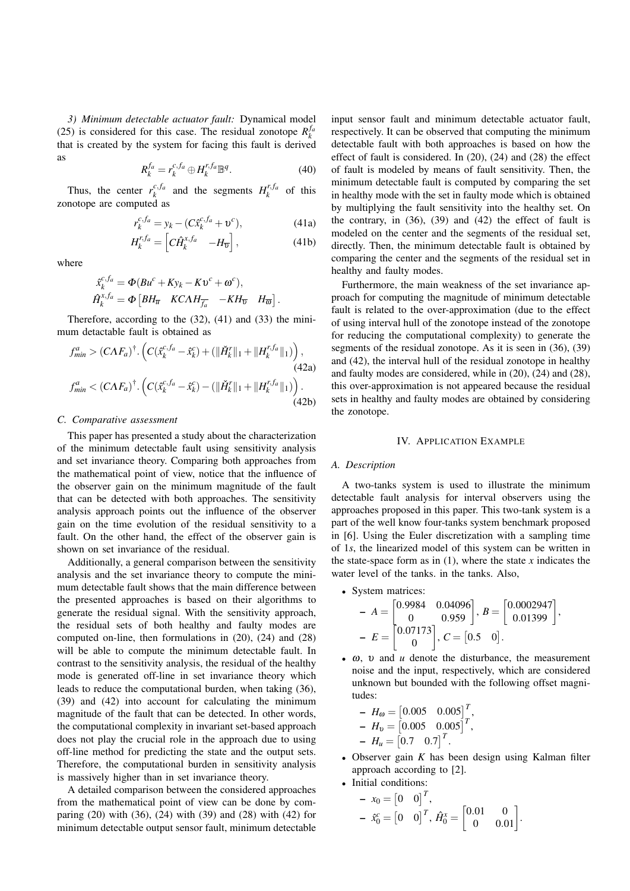*3) Minimum detectable actuator fault:* Dynamical model (25) is considered for this case. The residual zonotope $R_k^{f_a}$ that is created by the system for facing this fault is derived as

$$R_k^{f_a} = r_k^{c,f_a} \oplus H_k^{r,f_a} \mathbb{B}^q. \tag{40}$$

Thus, the center $r_k^{c,f_a}$ and the segments $H_k^{r,f_a}$ of this zonotope are computed as

$$r_k^{c,f_a} = y_k - (C\hat{x}_k^{c,f_a} + \upsilon^c), \tag{41a}$$

$$H_k^{r,f_a} = \begin{bmatrix} C\hat{H}_k^{x,f_a} & -H_{\overline{\upsilon}} \end{bmatrix}, \tag{41b}$$

where

$$\hat{x}_k^{c,f_a} = \Phi(Bu^c + Ky_k - K\upsilon^c + \omega^c),$$
$$\hat{H}_k^{x,f_a} = \Phi \begin{bmatrix} BH_{\overline{u}} & KC\Lambda H_{\overline{f_a}} & -KH_{\overline{\upsilon}} & H_{\overline{\omega}} \end{bmatrix}.$$

Therefore, according to the (32), (41) and (33) the minimum detectable fault is obtained as

$$f_{min}^a > (C\Lambda F_a)^{\dagger}.\left( C(\hat{x}_k^{c,f_a} - \hat{x}_k^c) + (\|\check{H}_k^r\|_1 + \|H_k^{r,f_a}\|_1) \right), \tag{42a}$$

$$f_{min}^a < (C\Lambda F_a)^{\dagger}.\left( C(\hat{x}_k^{c,f_a} - \hat{x}_k^c) - (\|\check{H}_k^r\|_1 + \|H_k^{r,f_a}\|_1) \right). \tag{42b}$$

### C. Comparative assessment

This paper has presented a study about the characterization of the minimum detectable fault using sensitivity analysis and set invariance theory. Comparing both approaches from the mathematical point of view, notice that the influence of the observer gain on the minimum magnitude of the fault that can be detected with both approaches. The sensitivity analysis approach points out the influence of the observer gain on the time evolution of the residual sensitivity to a fault. On the other hand, the effect of the observer gain is shown on set invariance of the residual.

Additionally, a general comparison between the sensitivity analysis and the set invariance theory to compute the minimum detectable fault shows that the main difference between the presented approaches is based on their algorithms to generate the residual signal. With the sensitivity approach, the residual sets of both healthy and faulty modes are computed on-line, then formulations in (20), (24) and (28) will be able to compute the minimum detectable fault. In contrast to the sensitivity analysis, the residual of the healthy mode is generated off-line in set invariance theory which leads to reduce the computational burden, when taking (36), (39) and (42) into account for calculating the minimum magnitude of the fault that can be detected. In other words, the computational complexity in invariant set-based approach does not play the crucial role in the approach due to using off-line method for predicting the state and the output sets. Therefore, the computational burden in sensitivity analysis is massively higher than in set invariance theory.

A detailed comparison between the considered approaches from the mathematical point of view can be done by comparing (20) with (36), (24) with (39) and (28) with (42) for minimum detectable output sensor fault, minimum detectable input sensor fault and minimum detectable actuator fault, respectively. It can be observed that computing the minimum detectable fault with both approaches is based on how the effect of fault is considered. In (20), (24) and (28) the effect of fault is modeled by means of fault sensitivity. Then, the minimum detectable fault is computed by comparing the set in healthy mode with the set in faulty mode which is obtained by multiplying the fault sensitivity into the healthy set. On the contrary, in (36), (39) and (42) the effect of fault is modeled on the center and the segments of the residual set, directly. Then, the minimum detectable fault is obtained by comparing the center and the segments of the residual set in healthy and faulty modes.

Furthermore, the main weakness of the set invariance approach for computing the magnitude of minimum detectable fault is related to the over-approximation (due to the effect of using interval hull of the zonotope instead of the zonotope for reducing the computational complexity) to generate the segments of the residual zonotope. As it is seen in (36), (39) and (42), the interval hull of the residual zonotope in healthy and faulty modes are considered, while in (20), (24) and (28), this over-approximation is not appeared because the residual sets in healthy and faulty modes are obtained by considering the zonotope.

## IV. Application Example

### A. Description

A two-tanks system is used to illustrate the minimum detectable fault analysis for interval observers using the approaches proposed in this paper. This two-tank system is a part of the well know four-tanks system benchmark proposed in [6]. Using the Euler discretization with a sampling time of $1s$, the linearized model of this system can be written in the state-space form as in (1), where the state $x$ indicates the water level of the tanks. in the tanks. Also,

- System matrices:
  - $A = \begin{bmatrix} 0.9984 & 0.04096 \\ 0 & 0.959 \end{bmatrix}$, $B = \begin{bmatrix} 0.0002947 \\ 0.01399 \end{bmatrix}$,
  - $E = \begin{bmatrix} 0.07173 \\ 0 \end{bmatrix}$, $C = \begin{bmatrix} 0.5 & 0 \end{bmatrix}$.
- $\omega$, $\upsilon$ and $u$ denote the disturbance, the measurement noise and the input, respectively, which are considered unknown but bounded with the following offset magnitudes:
  - $H_\omega = \begin{bmatrix} 0.005 & 0.005 \end{bmatrix}^T$,
  - $H_\upsilon = \begin{bmatrix} 0.005 & 0.005 \end{bmatrix}^T$,
  - $H_u = \begin{bmatrix} 0.7 & 0.7 \end{bmatrix}^T$.
- Observer gain $K$ has been design using Kalman filter approach according to [2].
- Initial conditions:
  - $x_0 = \begin{bmatrix} 0 & 0 \end{bmatrix}^T$,
  - $\hat{x}_0^c = \begin{bmatrix} 0 & 0 \end{bmatrix}^T$, $\hat{H}_0^x = \begin{bmatrix} 0.01 & 0 \\ 0 & 0.01 \end{bmatrix}$.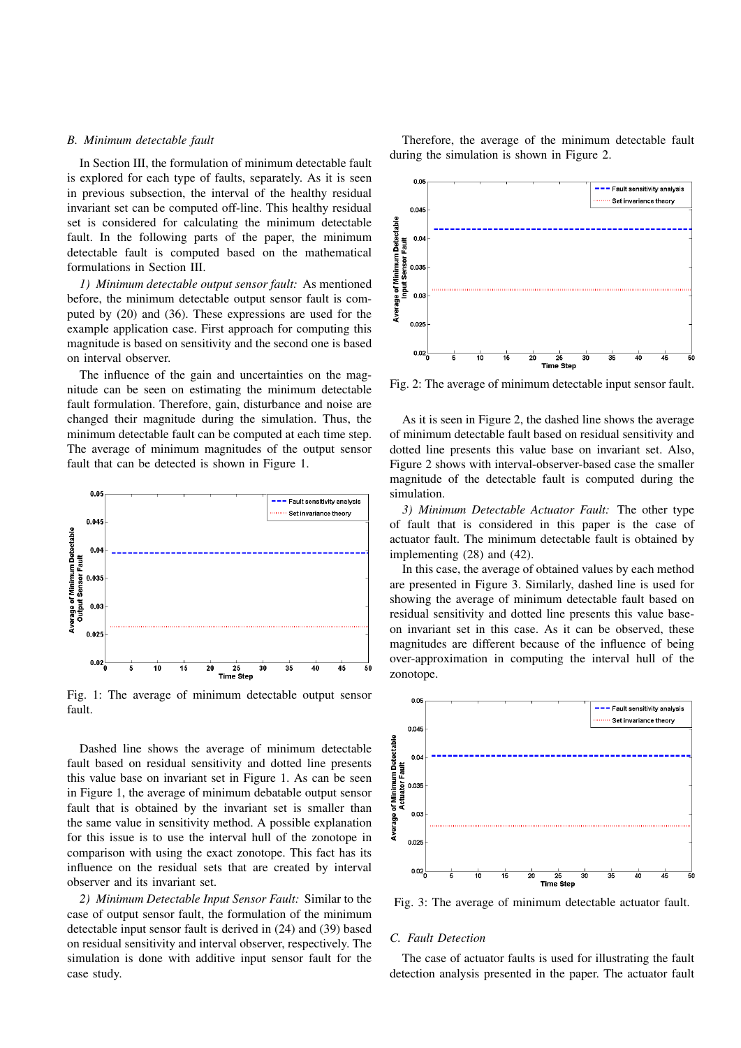### B. Minimum detectable fault

In Section III, the formulation of minimum detectable fault is explored for each type of faults, separately. As it is seen in previous subsection, the interval of the healthy residual invariant set can be computed off-line. This healthy residual set is considered for calculating the minimum detectable fault. In the following parts of the paper, the minimum detectable fault is computed based on the mathematical formulations in Section III.

*1) Minimum detectable output sensor fault:* As mentioned before, the minimum detectable output sensor fault is computed by (20) and (36). These expressions are used for the example application case. First approach for computing this magnitude is based on sensitivity and the second one is based on interval observer.

The influence of the gain and uncertainties on the magnitude can be seen on estimating the minimum detectable fault formulation. Therefore, gain, disturbance and noise are changed their magnitude during the simulation. Thus, the minimum detectable fault can be computed at each time step. The average of minimum magnitudes of the output sensor fault that can be detected is shown in Figure 1.

Fig. 1: The average of minimum detectable output sensor fault.

Dashed line shows the average of minimum detectable fault based on residual sensitivity and dotted line presents this value base on invariant set in Figure 1. As can be seen in Figure 1, the average of minimum debatable output sensor fault that is obtained by the invariant set is smaller than the same value in sensitivity method. A possible explanation for this issue is to use the interval hull of the zonotope in comparison with using the exact zonotope. This fact has its influence on the residual sets that are created by interval observer and its invariant set.

*2) Minimum Detectable Input Sensor Fault:* Similar to the case of output sensor fault, the formulation of the minimum detectable input sensor fault is derived in (24) and (39) based on residual sensitivity and interval observer, respectively. The simulation is done with additive input sensor fault for the case study.

Therefore, the average of the minimum detectable fault during the simulation is shown in Figure 2.

Fig. 2: The average of minimum detectable input sensor fault.

As it is seen in Figure 2, the dashed line shows the average of minimum detectable fault based on residual sensitivity and dotted line presents this value base on invariant set. Also, Figure 2 shows with interval-observer-based case the smaller magnitude of the detectable fault is computed during the simulation.

*3) Minimum Detectable Actuator Fault:* The other type of fault that is considered in this paper is the case of actuator fault. The minimum detectable fault is obtained by implementing (28) and (42).

In this case, the average of obtained values by each method are presented in Figure 3. Similarly, dashed line is used for showing the average of minimum detectable fault based on residual sensitivity and dotted line presents this value base-on invariant set in this case. As it can be observed, these magnitudes are different because of the influence of being over-approximation in computing the interval hull of the zonotope.

Fig. 3: The average of minimum detectable actuator fault.

### C. Fault Detection

The case of actuator faults is used for illustrating the fault detection analysis presented in the paper. The actuator fault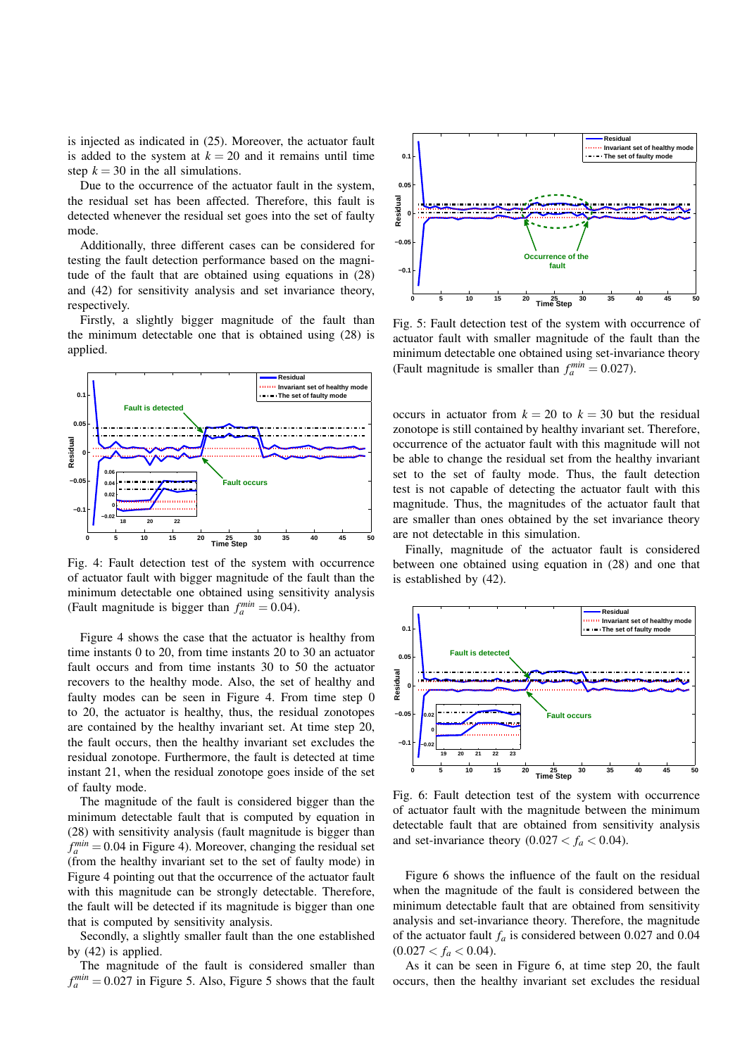is injected as indicated in (25). Moreover, the actuator fault is added to the system at $k = 20$ and it remains until time step $k = 30$ in the all simulations.

Due to the occurrence of the actuator fault in the system, the residual set has been affected. Therefore, this fault is detected whenever the residual set goes into the set of faulty mode.

Additionally, three different cases can be considered for testing the fault detection performance based on the magnitude of the fault that are obtained using equations in (28) and (42) for sensitivity analysis and set invariance theory, respectively.

Firstly, a slightly bigger magnitude of the fault than the minimum detectable one that is obtained using (28) is applied.

Fig. 4: Fault detection test of the system with occurrence of actuator fault with bigger magnitude of the fault than the minimum detectable one obtained using sensitivity analysis (Fault magnitude is bigger than $f_a^{min} = 0.04$).

Figure 4 shows the case that the actuator is healthy from time instants 0 to 20, from time instants 20 to 30 an actuator fault occurs and from time instants 30 to 50 the actuator recovers to the healthy mode. Also, the set of healthy and faulty modes can be seen in Figure 4. From time step 0 to 20, the actuator is healthy, thus, the residual zonotopes are contained by the healthy invariant set. At time step 20, the fault occurs, then the healthy invariant set excludes the residual zonotope. Furthermore, the fault is detected at time instant 21, when the residual zonotope goes inside of the set of faulty mode.

The magnitude of the fault is considered bigger than the minimum detectable fault that is computed by equation in (28) with sensitivity analysis (fault magnitude is bigger than $f_a^{min} = 0.04$ in Figure 4). Moreover, changing the residual set (from the healthy invariant set to the set of faulty mode) in Figure 4 pointing out that the occurrence of the actuator fault with this magnitude can be strongly detectable. Therefore, the fault will be detected if its magnitude is bigger than one that is computed by sensitivity analysis.

Secondly, a slightly smaller fault than the one established by (42) is applied.

The magnitude of the fault is considered smaller than $f_a^{min} = 0.027$ in Figure 5. Also, Figure 5 shows that the fault

Fig. 5: Fault detection test of the system with occurrence of actuator fault with smaller magnitude of the fault than the minimum detectable one obtained using set-invariance theory (Fault magnitude is smaller than $f_a^{min} = 0.027$).

occurs in actuator from $k = 20$ to $k = 30$ but the residual zonotope is still contained by healthy invariant set. Therefore, occurrence of the actuator fault with this magnitude will not be able to change the residual set from the healthy invariant set to the set of faulty mode. Thus, the fault detection test is not capable of detecting the actuator fault with this magnitude. Thus, the magnitudes of the actuator fault that are smaller than ones obtained by the set invariance theory are not detectable in this simulation.

Finally, magnitude of the actuator fault is considered between one obtained using equation in (28) and one that is established by (42).

Fig. 6: Fault detection test of the system with occurrence of actuator fault with the magnitude between the minimum detectable fault that are obtained from sensitivity analysis and set-invariance theory ($0.027 < f_a < 0.04$).

Figure 6 shows the influence of the fault on the residual when the magnitude of the fault is considered between the minimum detectable fault that are obtained from sensitivity analysis and set-invariance theory. Therefore, the magnitude of the actuator fault $f_a$ is considered between 0.027 and 0.04 ($0.027 < f_a < 0.04$).

As it can be seen in Figure 6, at time step 20, the fault occurs, then the healthy invariant set excludes the residual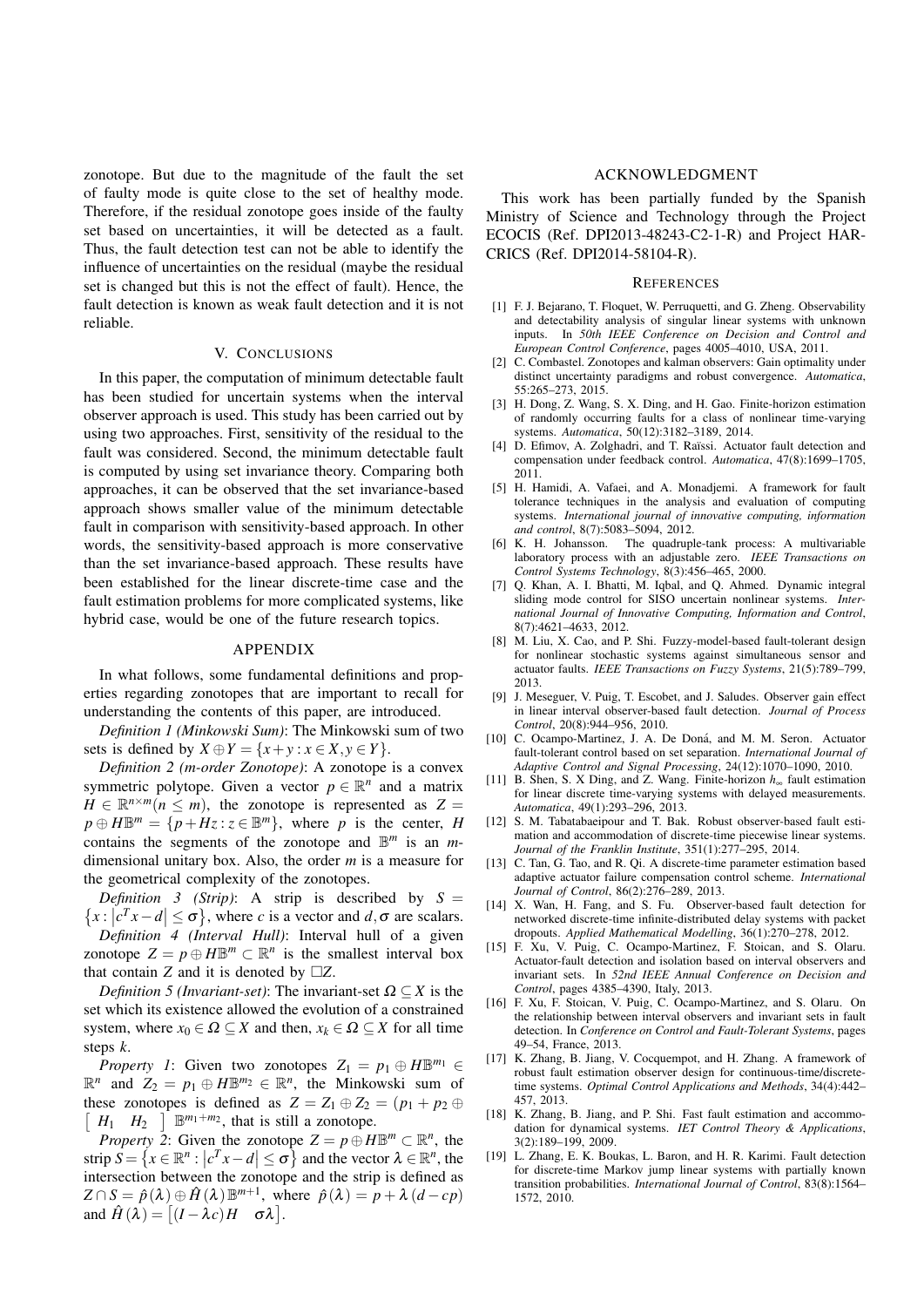zonotope. But due to the magnitude of the fault the set of faulty mode is quite close to the set of healthy mode. Therefore, if the residual zonotope goes inside of the faulty set based on uncertainties, it will be detected as a fault. Thus, the fault detection test can not be able to identify the influence of uncertainties on the residual (maybe the residual set is changed but this is not the effect of fault). Hence, the fault detection is known as weak fault detection and it is not reliable.

## V. CONCLUSIONS

In this paper, the computation of minimum detectable fault has been studied for uncertain systems when the interval observer approach is used. This study has been carried out by using two approaches. First, sensitivity of the residual to the fault was considered. Second, the minimum detectable fault is computed by using set invariance theory. Comparing both approaches, it can be observed that the set invariance-based approach shows smaller value of the minimum detectable fault in comparison with sensitivity-based approach. In other words, the sensitivity-based approach is more conservative than the set invariance-based approach. These results have been established for the linear discrete-time case and the fault estimation problems for more complicated systems, like hybrid case, would be one of the future research topics.

## APPENDIX

In what follows, some fundamental definitions and properties regarding zonotopes that are important to recall for understanding the contents of this paper, are introduced.

*Definition 1 (Minkowski Sum)*: The Minkowski sum of two sets is defined by $X \oplus Y = \{x+y : x \in X, y \in Y\}$.

*Definition 2 (m-order Zonotope)*: A zonotope is a convex symmetric polytope. Given a vector $p \in \mathbb{R}^n$ and a matrix $H \in \mathbb{R}^{n\times m} (n \leq m)$, the zonotope is represented as $Z = p \oplus H\mathbb{B}^m = \{p + Hz : z \in \mathbb{B}^m\}$, where $p$ is the center, $H$ contains the segments of the zonotope and $\mathbb{B}^m$ is an $m$-dimensional unitary box. Also, the order $m$ is a measure for the geometrical complexity of the zonotopes.

*Definition 3 (Strip)*: A strip is described by $S = \{x : |c^T x - d| \leq \sigma\}$, where $c$ is a vector and $d, \sigma$ are scalars.

*Definition 4 (Interval Hull)*: Interval hull of a given zonotope $Z = p \oplus H\mathbb{B}^m \subset \mathbb{R}^n$ is the smallest interval box that contain $Z$ and it is denoted by $\square Z$.

*Definition 5 (Invariant-set)*: The invariant-set $\Omega \subseteq X$ is the set which its existence allowed the evolution of a constrained system, where $x_0 \in \Omega \subseteq X$ and then, $x_k \in \Omega \subseteq X$ for all time steps $k$.

*Property 1*: Given two zonotopes $Z_1 = p_1 \oplus H\mathbb{B}^{m_1} \in \mathbb{R}^n$ and $Z_2 = p_1 \oplus H\mathbb{B}^{m_2} \in \mathbb{R}^n$, the Minkowski sum of these zonotopes is defined as $Z = Z_1 \oplus Z_2 = (p_1 + p_2 \oplus \begin{bmatrix} H_1 & H_2 \end{bmatrix} \mathbb{B}^{m_1+m_2}$, that is still a zonotope.

*Property 2*: Given the zonotope $Z = p \oplus H\mathbb{B}^m \subset \mathbb{R}^n$, the strip $S = \{x \in \mathbb{R}^n : |c^T x - d| \leq \sigma\}$ and the vector $\lambda \in \mathbb{R}^n$, the intersection between the zonotope and the strip is defined as $Z \cap S = \hat{p}(\lambda) \oplus \hat{H}(\lambda)\mathbb{B}^{m+1}$, where $\hat{p}(\lambda) = p + \lambda(d - cp)$ and $\hat{H}(\lambda) = \begin{bmatrix} (I - \lambda c)H & \sigma\lambda \end{bmatrix}$.

## ACKNOWLEDGMENT

This work has been partially funded by the Spanish Ministry of Science and Technology through the Project ECOCIS (Ref. DPI2013-48243-C2-1-R) and Project HARCRICS (Ref. DPI2014-58104-R).

## REFERENCES

[1] F. J. Bejarano, T. Floquet, W. Perruquetti, and G. Zheng. Observability and detectability analysis of singular linear systems with unknown inputs. In *50th IEEE Conference on Decision and Control and European Control Conference*, pages 4005–4010, USA, 2011.

[2] C. Combastel. Zonotopes and kalman observers: Gain optimality under distinct uncertainty paradigms and robust convergence. *Automatica*, 55:265–273, 2015.

[3] H. Dong, Z. Wang, S. X. Ding, and H. Gao. Finite-horizon estimation of randomly occurring faults for a class of nonlinear time-varying systems. *Automatica*, 50(12):3182–3189, 2014.

[4] D. Efimov, A. Zolghadri, and T. Raïssi. Actuator fault detection and compensation under feedback control. *Automatica*, 47(8):1699–1705, 2011.

[5] H. Hamidi, A. Vafaei, and A. Monadjemi. A framework for fault tolerance techniques in the analysis and evaluation of computing systems. *International journal of innovative computing, information and control*, 8(7):5083–5094, 2012.

[6] K. H. Johansson. The quadruple-tank process: A multivariable laboratory process with an adjustable zero. *IEEE Transactions on Control Systems Technology*, 8(3):456–465, 2000.

[7] Q. Khan, A. I. Bhatti, M. Iqbal, and Q. Ahmed. Dynamic integral sliding mode control for SISO uncertain nonlinear systems. *International Journal of Innovative Computing, Information and Control*, 8(7):4621–4633, 2012.

[8] M. Liu, X. Cao, and P. Shi. Fuzzy-model-based fault-tolerant design for nonlinear stochastic systems against simultaneous sensor and actuator faults. *IEEE Transactions on Fuzzy Systems*, 21(5):789–799, 2013.

[9] J. Meseguer, V. Puig, T. Escobet, and J. Saludes. Observer gain effect in linear interval observer-based fault detection. *Journal of Process Control*, 20(8):944–956, 2010.

[10] C. Ocampo-Martinez, J. A. De Doná, and M. M. Seron. Actuator fault-tolerant control based on set separation. *International Journal of Adaptive Control and Signal Processing*, 24(12):1070–1090, 2010.

[11] B. Shen, S. X Ding, and Z. Wang. Finite-horizon $h_\infty$ fault estimation for linear discrete time-varying systems with delayed measurements. *Automatica*, 49(1):293–296, 2013.

[12] S. M. Tabatabaeipour and T. Bak. Robust observer-based fault estimation and accommodation of discrete-time piecewise linear systems. *Journal of the Franklin Institute*, 351(1):277–295, 2014.

[13] C. Tan, G. Tao, and R. Qi. A discrete-time parameter estimation based adaptive actuator failure compensation control scheme. *International Journal of Control*, 86(2):276–289, 2013.

[14] X. Wan, H. Fang, and S. Fu. Observer-based fault detection for networked discrete-time infinite-distributed delay systems with packet dropouts. *Applied Mathematical Modelling*, 36(1):270–278, 2012.

[15] F. Xu, V. Puig, C. Ocampo-Martinez, F. Stoican, and S. Olaru. Actuator-fault detection and isolation based on interval observers and invariant sets. In *52nd IEEE Annual Conference on Decision and Control*, pages 4385–4390, Italy, 2013.

[16] F. Xu, F. Stoican, V. Puig, C. Ocampo-Martinez, and S. Olaru. On the relationship between interval observers and invariant sets in fault detection. In *Conference on Control and Fault-Tolerant Systems*, pages 49–54, France, 2013.

[17] K. Zhang, B. Jiang, V. Cocquempot, and H. Zhang. A framework of robust fault estimation observer design for continuous-time/discrete-time systems. *Optimal Control Applications and Methods*, 34(4):442–457, 2013.

[18] K. Zhang, B. Jiang, and P. Shi. Fast fault estimation and accommodation for dynamical systems. *IET Control Theory & Applications*, 3(2):189–199, 2009.

[19] L. Zhang, E. K. Boukas, L. Baron, and H. R. Karimi. Fault detection for discrete-time Markov jump linear systems with partially known transition probabilities. *International Journal of Control*, 83(8):1564–1572, 2010.